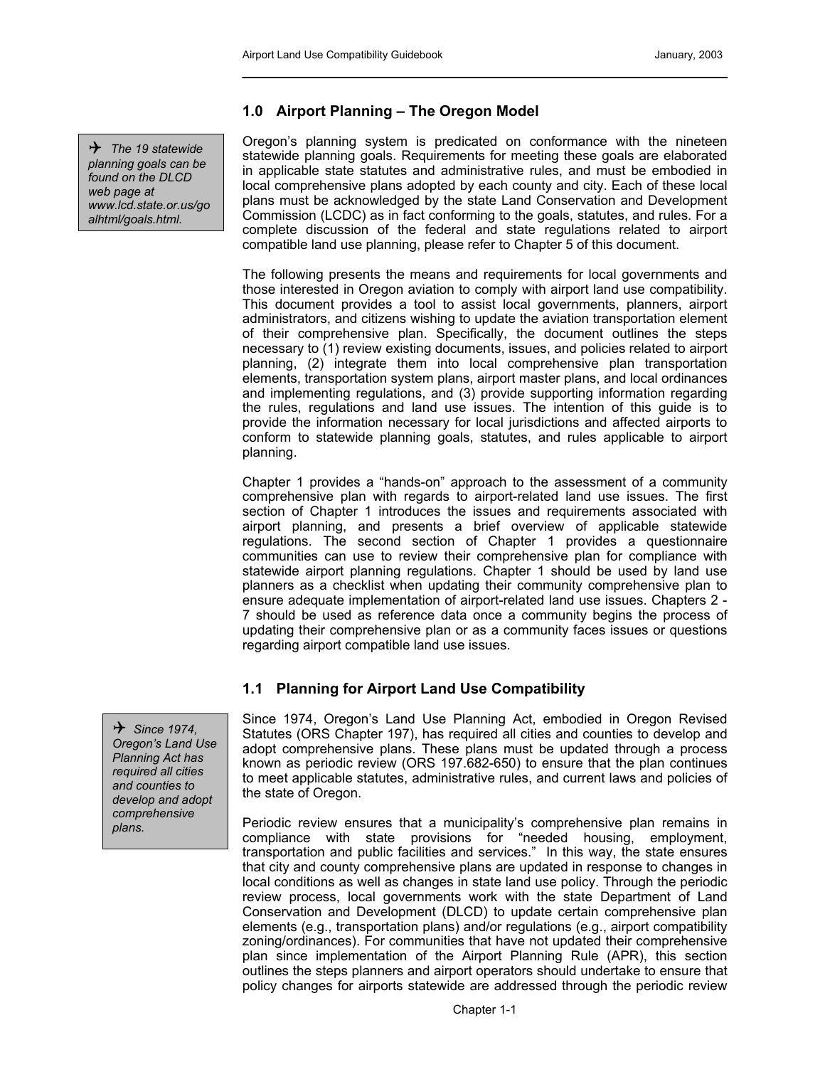## 1.0 Airport Planning – The Oregon Model

> ✈ *The 19 statewide planning goals can be found on the DLCD web page at www.lcd.state.or.us/goalhtml/goals.html.*

Oregon's planning system is predicated on conformance with the nineteen statewide planning goals. Requirements for meeting these goals are elaborated in applicable state statutes and administrative rules, and must be embodied in local comprehensive plans adopted by each county and city. Each of these local plans must be acknowledged by the state Land Conservation and Development Commission (LCDC) as in fact conforming to the goals, statutes, and rules. For a complete discussion of the federal and state regulations related to airport compatible land use planning, please refer to Chapter 5 of this document.

The following presents the means and requirements for local governments and those interested in Oregon aviation to comply with airport land use compatibility. This document provides a tool to assist local governments, planners, airport administrators, and citizens wishing to update the aviation transportation element of their comprehensive plan. Specifically, the document outlines the steps necessary to (1) review existing documents, issues, and policies related to airport planning, (2) integrate them into local comprehensive plan transportation elements, transportation system plans, airport master plans, and local ordinances and implementing regulations, and (3) provide supporting information regarding the rules, regulations and land use issues. The intention of this guide is to provide the information necessary for local jurisdictions and affected airports to conform to statewide planning goals, statutes, and rules applicable to airport planning.

Chapter 1 provides a "hands-on" approach to the assessment of a community comprehensive plan with regards to airport-related land use issues. The first section of Chapter 1 introduces the issues and requirements associated with airport planning, and presents a brief overview of applicable statewide regulations. The second section of Chapter 1 provides a questionnaire communities can use to review their comprehensive plan for compliance with statewide airport planning regulations. Chapter 1 should be used by land use planners as a checklist when updating their community comprehensive plan to ensure adequate implementation of airport-related land use issues. Chapters 2 - 7 should be used as reference data once a community begins the process of updating their comprehensive plan or as a community faces issues or questions regarding airport compatible land use issues.

## 1.1 Planning for Airport Land Use Compatibility

> ✈ *Since 1974, Oregon's Land Use Planning Act has required all cities and counties to develop and adopt comprehensive plans.*

Since 1974, Oregon's Land Use Planning Act, embodied in Oregon Revised Statutes (ORS Chapter 197), has required all cities and counties to develop and adopt comprehensive plans. These plans must be updated through a process known as periodic review (ORS 197.682-650) to ensure that the plan continues to meet applicable statutes, administrative rules, and current laws and policies of the state of Oregon.

Periodic review ensures that a municipality's comprehensive plan remains in compliance with state provisions for "needed housing, employment, transportation and public facilities and services." In this way, the state ensures that city and county comprehensive plans are updated in response to changes in local conditions as well as changes in state land use policy. Through the periodic review process, local governments work with the state Department of Land Conservation and Development (DLCD) to update certain comprehensive plan elements (e.g., transportation plans) and/or regulations (e.g., airport compatibility zoning/ordinances). For communities that have not updated their comprehensive plan since implementation of the Airport Planning Rule (APR), this section outlines the steps planners and airport operators should undertake to ensure that policy changes for airports statewide are addressed through the periodic review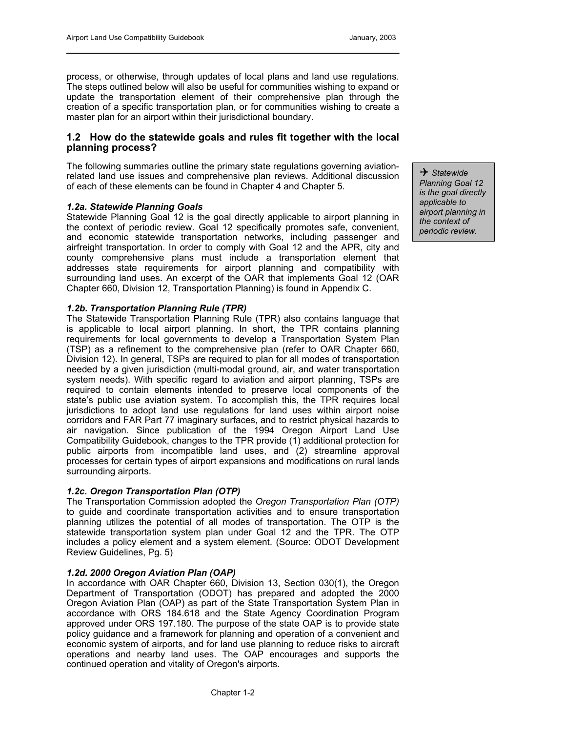process, or otherwise, through updates of local plans and land use regulations. The steps outlined below will also be useful for communities wishing to expand or update the transportation element of their comprehensive plan through the creation of a specific transportation plan, or for communities wishing to create a master plan for an airport within their jurisdictional boundary.

## 1.2 How do the statewide goals and rules fit together with the local planning process?

The following summaries outline the primary state regulations governing aviation-related land use issues and comprehensive plan reviews. Additional discussion of each of these elements can be found in Chapter 4 and Chapter 5.

> ✈ *Statewide Planning Goal 12 is the goal directly applicable to airport planning in the context of periodic review.*

### *1.2a. Statewide Planning Goals*

Statewide Planning Goal 12 is the goal directly applicable to airport planning in the context of periodic review. Goal 12 specifically promotes safe, convenient, and economic statewide transportation networks, including passenger and airfreight transportation. In order to comply with Goal 12 and the APR, city and county comprehensive plans must include a transportation element that addresses state requirements for airport planning and compatibility with surrounding land uses. An excerpt of the OAR that implements Goal 12 (OAR Chapter 660, Division 12, Transportation Planning) is found in Appendix C.

### *1.2b. Transportation Planning Rule (TPR)*

The Statewide Transportation Planning Rule (TPR) also contains language that is applicable to local airport planning. In short, the TPR contains planning requirements for local governments to develop a Transportation System Plan (TSP) as a refinement to the comprehensive plan (refer to OAR Chapter 660, Division 12). In general, TSPs are required to plan for all modes of transportation needed by a given jurisdiction (multi-modal ground, air, and water transportation system needs). With specific regard to aviation and airport planning, TSPs are required to contain elements intended to preserve local components of the state's public use aviation system. To accomplish this, the TPR requires local jurisdictions to adopt land use regulations for land uses within airport noise corridors and FAR Part 77 imaginary surfaces, and to restrict physical hazards to air navigation. Since publication of the 1994 Oregon Airport Land Use Compatibility Guidebook, changes to the TPR provide (1) additional protection for public airports from incompatible land uses, and (2) streamline approval processes for certain types of airport expansions and modifications on rural lands surrounding airports.

### *1.2c. Oregon Transportation Plan (OTP)*

The Transportation Commission adopted the *Oregon Transportation Plan (OTP)* to guide and coordinate transportation activities and to ensure transportation planning utilizes the potential of all modes of transportation. The OTP is the statewide transportation system plan under Goal 12 and the TPR. The OTP includes a policy element and a system element. (Source: ODOT Development Review Guidelines, Pg. 5)

### *1.2d. 2000 Oregon Aviation Plan (OAP)*

In accordance with OAR Chapter 660, Division 13, Section 030(1), the Oregon Department of Transportation (ODOT) has prepared and adopted the 2000 Oregon Aviation Plan (OAP) as part of the State Transportation System Plan in accordance with ORS 184.618 and the State Agency Coordination Program approved under ORS 197.180. The purpose of the state OAP is to provide state policy guidance and a framework for planning and operation of a convenient and economic system of airports, and for land use planning to reduce risks to aircraft operations and nearby land uses. The OAP encourages and supports the continued operation and vitality of Oregon's airports.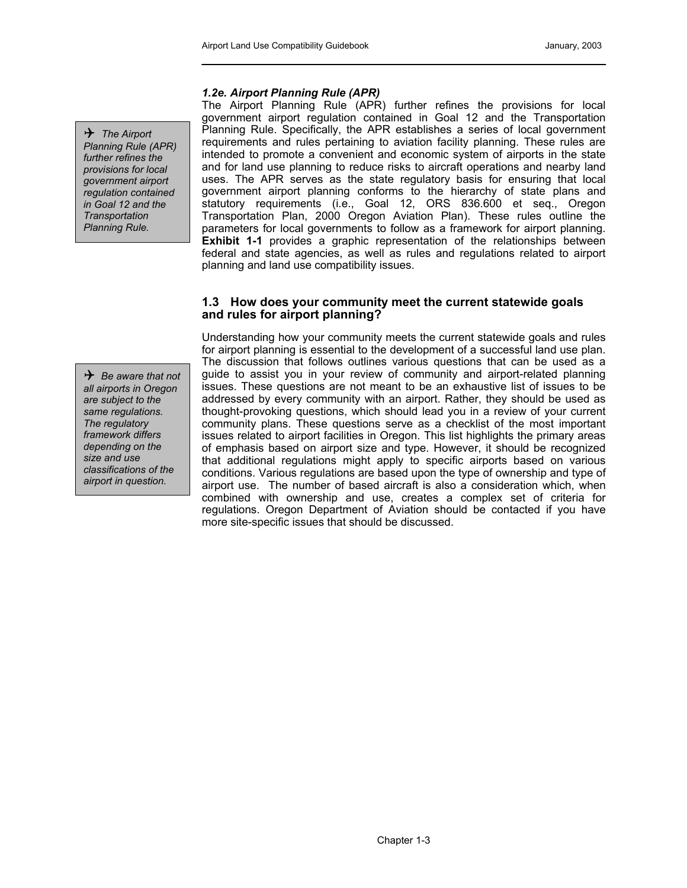### *1.2e. Airport Planning Rule (APR)*

> ✈ *The Airport Planning Rule (APR) further refines the provisions for local government airport regulation contained in Goal 12 and the Transportation Planning Rule.*

The Airport Planning Rule (APR) further refines the provisions for local government airport regulation contained in Goal 12 and the Transportation Planning Rule. Specifically, the APR establishes a series of local government requirements and rules pertaining to aviation facility planning. These rules are intended to promote a convenient and economic system of airports in the state and for land use planning to reduce risks to aircraft operations and nearby land uses. The APR serves as the state regulatory basis for ensuring that local government airport planning conforms to the hierarchy of state plans and statutory requirements (i.e., Goal 12, ORS 836.600 et seq., Oregon Transportation Plan, 2000 Oregon Aviation Plan). These rules outline the parameters for local governments to follow as a framework for airport planning. **Exhibit 1-1** provides a graphic representation of the relationships between federal and state agencies, as well as rules and regulations related to airport planning and land use compatibility issues.

## 1.3 How does your community meet the current statewide goals and rules for airport planning?

> ✈ *Be aware that not all airports in Oregon are subject to the same regulations. The regulatory framework differs depending on the size and use classifications of the airport in question.*

Understanding how your community meets the current statewide goals and rules for airport planning is essential to the development of a successful land use plan. The discussion that follows outlines various questions that can be used as a guide to assist you in your review of community and airport-related planning issues. These questions are not meant to be an exhaustive list of issues to be addressed by every community with an airport. Rather, they should be used as thought-provoking questions, which should lead you in a review of your current community plans. These questions serve as a checklist of the most important issues related to airport facilities in Oregon. This list highlights the primary areas of emphasis based on airport size and type. However, it should be recognized that additional regulations might apply to specific airports based on various conditions. Various regulations are based upon the type of ownership and type of airport use. The number of based aircraft is also a consideration which, when combined with ownership and use, creates a complex set of criteria for regulations. Oregon Department of Aviation should be contacted if you have more site-specific issues that should be discussed.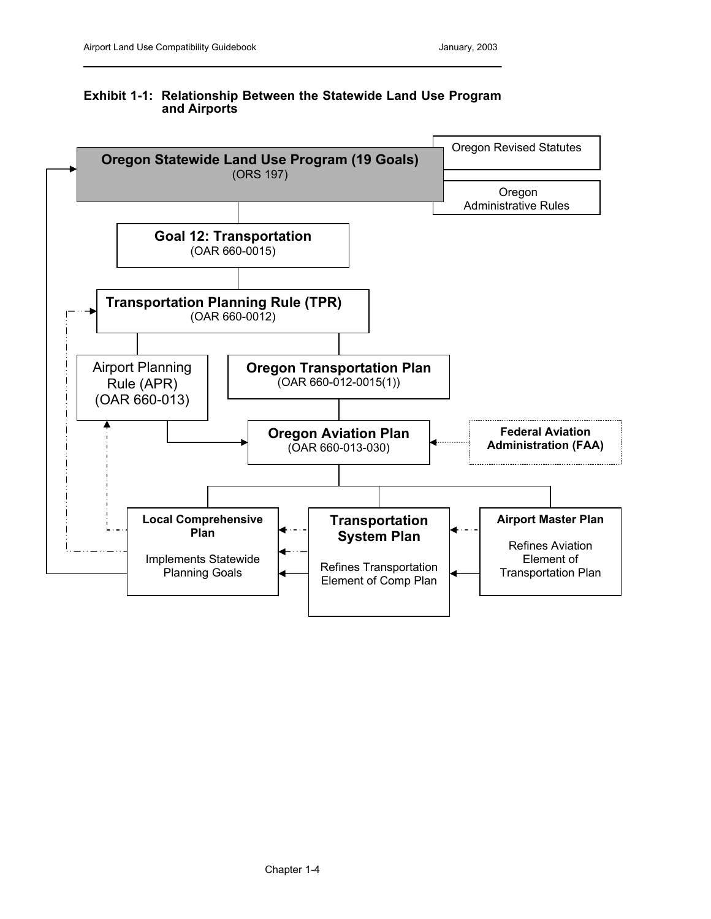**Exhibit 1-1: Relationship Between the Statewide Land Use Program and Airports**

**Oregon Statewide Land Use Program (19 Goals)**
(ORS 197)

Oregon Revised Statutes

Oregon Administrative Rules

**Goal 12: Transportation**
(OAR 660-0015)

**Transportation Planning Rule (TPR)**
(OAR 660-0012)

Airport Planning Rule (APR)
(OAR 660-013)

**Oregon Transportation Plan**
(OAR 660-012-0015(1))

**Oregon Aviation Plan**
(OAR 660-013-030)

**Federal Aviation Administration (FAA)**

**Local Comprehensive Plan**

Implements Statewide Planning Goals

**Transportation System Plan**

Refines Transportation Element of Comp Plan

**Airport Master Plan**

Refines Aviation Element of Transportation Plan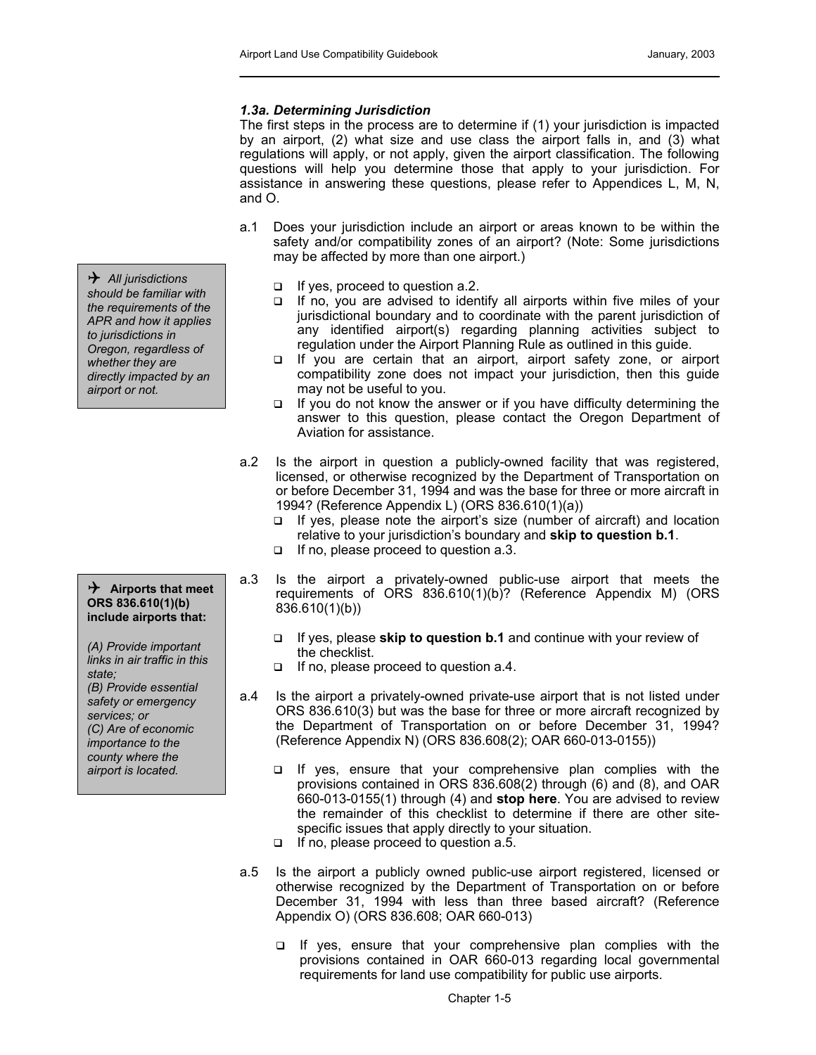### *1.3a. Determining Jurisdiction*

The first steps in the process are to determine if (1) your jurisdiction is impacted by an airport, (2) what size and use class the airport falls in, and (3) what regulations will apply, or not apply, given the airport classification. The following questions will help you determine those that apply to your jurisdiction. For assistance in answering these questions, please refer to Appendices L, M, N, and O.

> ✈ *All jurisdictions should be familiar with the requirements of the APR and how it applies to jurisdictions in Oregon, regardless of whether they are directly impacted by an airport or not.*

a.1 Does your jurisdiction include an airport or areas known to be within the safety and/or compatibility zones of an airport? (Note: Some jurisdictions may be affected by more than one airport.)

- If yes, proceed to question a.2.
- If no, you are advised to identify all airports within five miles of your jurisdictional boundary and to coordinate with the parent jurisdiction of any identified airport(s) regarding planning activities subject to regulation under the Airport Planning Rule as outlined in this guide.
- If you are certain that an airport, airport safety zone, or airport compatibility zone does not impact your jurisdiction, then this guide may not be useful to you.
- If you do not know the answer or if you have difficulty determining the answer to this question, please contact the Oregon Department of Aviation for assistance.

a.2 Is the airport in question a publicly-owned facility that was registered, licensed, or otherwise recognized by the Department of Transportation on or before December 31, 1994 and was the base for three or more aircraft in 1994? (Reference Appendix L) (ORS 836.610(1)(a))

- If yes, please note the airport's size (number of aircraft) and location relative to your jurisdiction's boundary and **skip to question b.1**.
- If no, please proceed to question a.3.

> ✈ **Airports that meet ORS 836.610(1)(b) include airports that:**
>
> *(A) Provide important links in air traffic in this state;*
> *(B) Provide essential safety or emergency services; or*
> *(C) Are of economic importance to the county where the airport is located.*

a.3 Is the airport a privately-owned public-use airport that meets the requirements of ORS 836.610(1)(b)? (Reference Appendix M) (ORS 836.610(1)(b))

- If yes, please **skip to question b.1** and continue with your review of the checklist.
- If no, please proceed to question a.4.

a.4 Is the airport a privately-owned private-use airport that is not listed under ORS 836.610(3) but was the base for three or more aircraft recognized by the Department of Transportation on or before December 31, 1994? (Reference Appendix N) (ORS 836.608(2); OAR 660-013-0155))

- If yes, ensure that your comprehensive plan complies with the provisions contained in ORS 836.608(2) through (6) and (8), and OAR 660-013-0155(1) through (4) and **stop here**. You are advised to review the remainder of this checklist to determine if there are other site-specific issues that apply directly to your situation.
- If no, please proceed to question a.5.

a.5 Is the airport a publicly owned public-use airport registered, licensed or otherwise recognized by the Department of Transportation on or before December 31, 1994 with less than three based aircraft? (Reference Appendix O) (ORS 836.608; OAR 660-013)

- If yes, ensure that your comprehensive plan complies with the provisions contained in OAR 660-013 regarding local governmental requirements for land use compatibility for public use airports.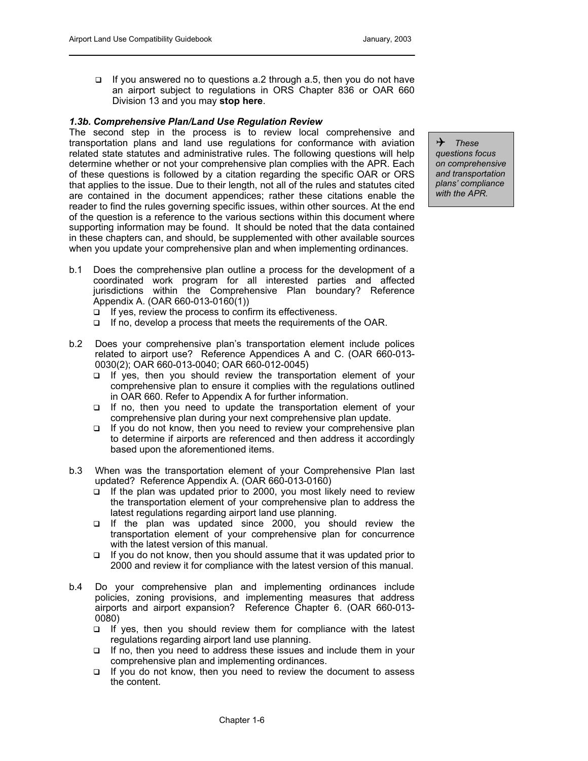- If you answered no to questions a.2 through a.5, then you do not have an airport subject to regulations in ORS Chapter 836 or OAR 660 Division 13 and you may **stop here**.

### *1.3b. Comprehensive Plan/Land Use Regulation Review*

The second step in the process is to review local comprehensive and transportation plans and land use regulations for conformance with aviation related state statutes and administrative rules. The following questions will help determine whether or not your comprehensive plan complies with the APR. Each of these questions is followed by a citation regarding the specific OAR or ORS that applies to the issue. Due to their length, not all of the rules and statutes cited are contained in the document appendices; rather these citations enable the reader to find the rules governing specific issues, within other sources. At the end of the question is a reference to the various sections within this document where supporting information may be found. It should be noted that the data contained in these chapters can, and should, be supplemented with other available sources when you update your comprehensive plan and when implementing ordinances.

> ✈ *These questions focus on comprehensive and transportation plans' compliance with the APR.*

b.1 Does the comprehensive plan outline a process for the development of a coordinated work program for all interested parties and affected jurisdictions within the Comprehensive Plan boundary? Reference Appendix A. (OAR 660-013-0160(1))
- If yes, review the process to confirm its effectiveness.
- If no, develop a process that meets the requirements of the OAR.

b.2 Does your comprehensive plan's transportation element include polices related to airport use? Reference Appendices A and C. (OAR 660-013-0030(2); OAR 660-013-0040; OAR 660-012-0045)
- If yes, then you should review the transportation element of your comprehensive plan to ensure it complies with the regulations outlined in OAR 660. Refer to Appendix A for further information.
- If no, then you need to update the transportation element of your comprehensive plan during your next comprehensive plan update.
- If you do not know, then you need to review your comprehensive plan to determine if airports are referenced and then address it accordingly based upon the aforementioned items.

b.3 When was the transportation element of your Comprehensive Plan last updated? Reference Appendix A. (OAR 660-013-0160)
- If the plan was updated prior to 2000, you most likely need to review the transportation element of your comprehensive plan to address the latest regulations regarding airport land use planning.
- If the plan was updated since 2000, you should review the transportation element of your comprehensive plan for concurrence with the latest version of this manual.
- If you do not know, then you should assume that it was updated prior to 2000 and review it for compliance with the latest version of this manual.

b.4 Do your comprehensive plan and implementing ordinances include policies, zoning provisions, and implementing measures that address airports and airport expansion? Reference Chapter 6. (OAR 660-013-0080)
- If yes, then you should review them for compliance with the latest regulations regarding airport land use planning.
- If no, then you need to address these issues and include them in your comprehensive plan and implementing ordinances.
- If you do not know, then you need to review the document to assess the content.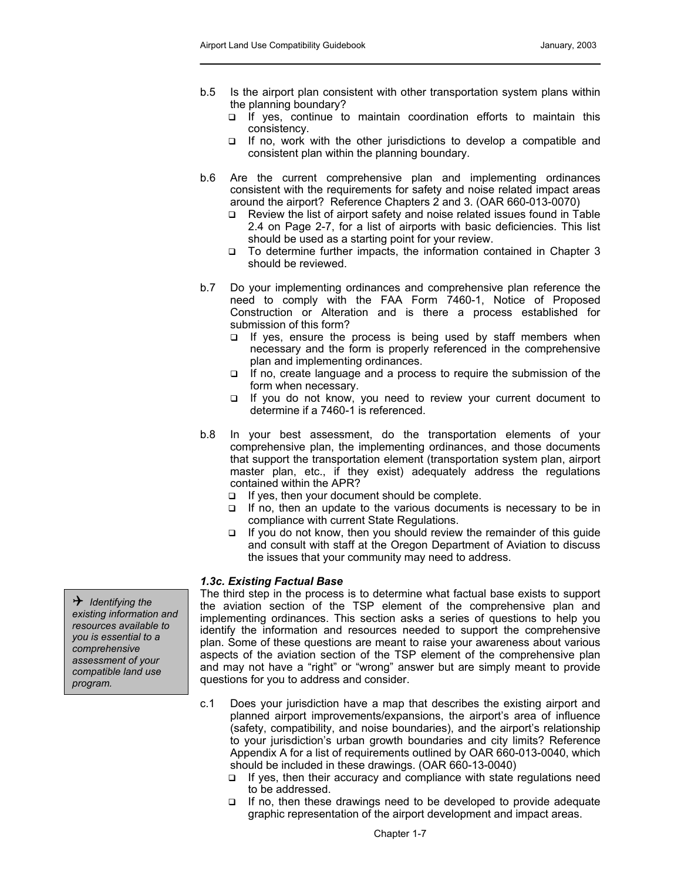b.5 Is the airport plan consistent with other transportation system plans within the planning boundary?
- If yes, continue to maintain coordination efforts to maintain this consistency.
- If no, work with the other jurisdictions to develop a compatible and consistent plan within the planning boundary.

b.6 Are the current comprehensive plan and implementing ordinances consistent with the requirements for safety and noise related impact areas around the airport? Reference Chapters 2 and 3. (OAR 660-013-0070)
- Review the list of airport safety and noise related issues found in Table 2.4 on Page 2-7, for a list of airports with basic deficiencies. This list should be used as a starting point for your review.
- To determine further impacts, the information contained in Chapter 3 should be reviewed.

b.7 Do your implementing ordinances and comprehensive plan reference the need to comply with the FAA Form 7460-1, Notice of Proposed Construction or Alteration and is there a process established for submission of this form?
- If yes, ensure the process is being used by staff members when necessary and the form is properly referenced in the comprehensive plan and implementing ordinances.
- If no, create language and a process to require the submission of the form when necessary.
- If you do not know, you need to review your current document to determine if a 7460-1 is referenced.

b.8 In your best assessment, do the transportation elements of your comprehensive plan, the implementing ordinances, and those documents that support the transportation element (transportation system plan, airport master plan, etc., if they exist) adequately address the regulations contained within the APR?
- If yes, then your document should be complete.
- If no, then an update to the various documents is necessary to be in compliance with current State Regulations.
- If you do not know, then you should review the remainder of this guide and consult with staff at the Oregon Department of Aviation to discuss the issues that your community may need to address.

### *1.3c. Existing Factual Base*

> ✈ *Identifying the existing information and resources available to you is essential to a comprehensive assessment of your compatible land use program.*

The third step in the process is to determine what factual base exists to support the aviation section of the TSP element of the comprehensive plan and implementing ordinances. This section asks a series of questions to help you identify the information and resources needed to support the comprehensive plan. Some of these questions are meant to raise your awareness about various aspects of the aviation section of the TSP element of the comprehensive plan and may not have a "right" or "wrong" answer but are simply meant to provide questions for you to address and consider.

c.1 Does your jurisdiction have a map that describes the existing airport and planned airport improvements/expansions, the airport's area of influence (safety, compatibility, and noise boundaries), and the airport's relationship to your jurisdiction's urban growth boundaries and city limits? Reference Appendix A for a list of requirements outlined by OAR 660-013-0040, which should be included in these drawings. (OAR 660-13-0040)
- If yes, then their accuracy and compliance with state regulations need to be addressed.
- If no, then these drawings need to be developed to provide adequate graphic representation of the airport development and impact areas.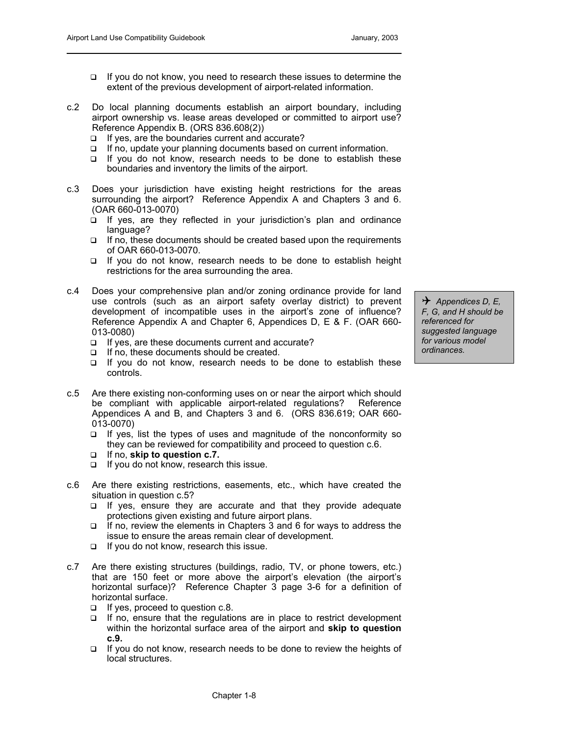- ❑ If you do not know, you need to research these issues to determine the extent of the previous development of airport-related information.

c.2 Do local planning documents establish an airport boundary, including airport ownership vs. lease areas developed or committed to airport use? Reference Appendix B. (ORS 836.608(2))

- ❑ If yes, are the boundaries current and accurate?
- ❑ If no, update your planning documents based on current information.
- ❑ If you do not know, research needs to be done to establish these boundaries and inventory the limits of the airport.

c.3 Does your jurisdiction have existing height restrictions for the areas surrounding the airport? Reference Appendix A and Chapters 3 and 6. (OAR 660-013-0070)

- ❑ If yes, are they reflected in your jurisdiction's plan and ordinance language?
- ❑ If no, these documents should be created based upon the requirements of OAR 660-013-0070.
- ❑ If you do not know, research needs to be done to establish height restrictions for the area surrounding the area.

c.4 Does your comprehensive plan and/or zoning ordinance provide for land use controls (such as an airport safety overlay district) to prevent development of incompatible uses in the airport's zone of influence? Reference Appendix A and Chapter 6, Appendices D, E & F. (OAR 660-013-0080)

- ❑ If yes, are these documents current and accurate?
- ❑ If no, these documents should be created.
- ❑ If you do not know, research needs to be done to establish these controls.

> ✈ *Appendices D, E, F, G, and H should be referenced for suggested language for various model ordinances.*

c.5 Are there existing non-conforming uses on or near the airport which should be compliant with applicable airport-related regulations? Reference Appendices A and B, and Chapters 3 and 6. (ORS 836.619; OAR 660-013-0070)

- ❑ If yes, list the types of uses and magnitude of the nonconformity so they can be reviewed for compatibility and proceed to question c.6.
- ❑ If no, **skip to question c.7.**
- ❑ If you do not know, research this issue.

c.6 Are there existing restrictions, easements, etc., which have created the situation in question c.5?

- ❑ If yes, ensure they are accurate and that they provide adequate protections given existing and future airport plans.
- ❑ If no, review the elements in Chapters 3 and 6 for ways to address the issue to ensure the areas remain clear of development.
- ❑ If you do not know, research this issue.

c.7 Are there existing structures (buildings, radio, TV, or phone towers, etc.) that are 150 feet or more above the airport's elevation (the airport's horizontal surface)? Reference Chapter 3 page 3-6 for a definition of horizontal surface.

- ❑ If yes, proceed to question c.8.
- ❑ If no, ensure that the regulations are in place to restrict development within the horizontal surface area of the airport and **skip to question c.9.**
- ❑ If you do not know, research needs to be done to review the heights of local structures.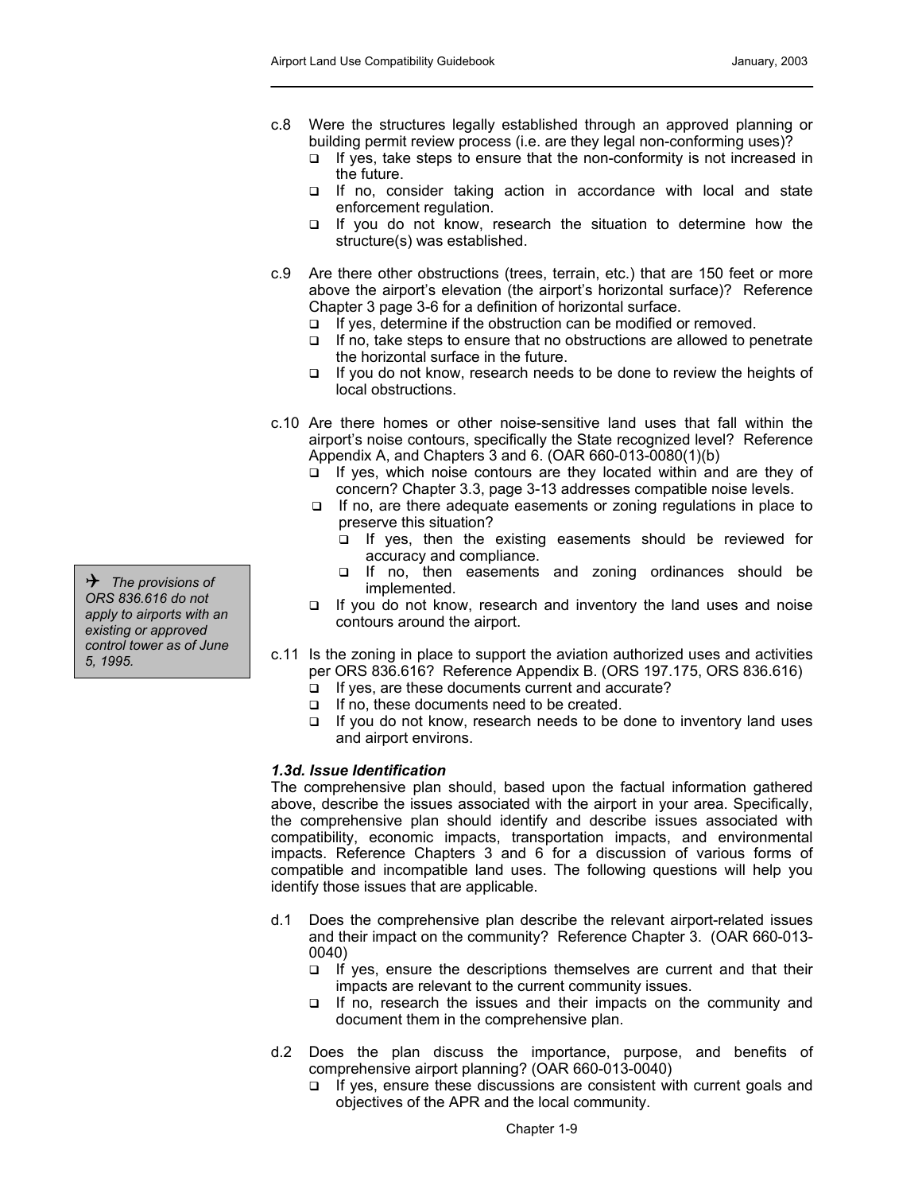c.8 Were the structures legally established through an approved planning or building permit review process (i.e. are they legal non-conforming uses)?

- If yes, take steps to ensure that the non-conformity is not increased in the future.
- If no, consider taking action in accordance with local and state enforcement regulation.
- If you do not know, research the situation to determine how the structure(s) was established.

c.9 Are there other obstructions (trees, terrain, etc.) that are 150 feet or more above the airport's elevation (the airport's horizontal surface)? Reference Chapter 3 page 3-6 for a definition of horizontal surface.

- If yes, determine if the obstruction can be modified or removed.
- If no, take steps to ensure that no obstructions are allowed to penetrate the horizontal surface in the future.
- If you do not know, research needs to be done to review the heights of local obstructions.

c.10 Are there homes or other noise-sensitive land uses that fall within the airport's noise contours, specifically the State recognized level? Reference Appendix A, and Chapters 3 and 6. (OAR 660-013-0080(1)(b)

- If yes, which noise contours are they located within and are they of concern? Chapter 3.3, page 3-13 addresses compatible noise levels.
- If no, are there adequate easements or zoning regulations in place to preserve this situation?
  - If yes, then the existing easements should be reviewed for accuracy and compliance.
  - If no, then easements and zoning ordinances should be implemented.
- If you do not know, research and inventory the land uses and noise contours around the airport.

> ✈ *The provisions of ORS 836.616 do not apply to airports with an existing or approved control tower as of June 5, 1995.*

c.11 Is the zoning in place to support the aviation authorized uses and activities per ORS 836.616? Reference Appendix B. (ORS 197.175, ORS 836.616)

- If yes, are these documents current and accurate?
- If no, these documents need to be created.
- If you do not know, research needs to be done to inventory land uses and airport environs.

***1.3d. Issue Identification***

The comprehensive plan should, based upon the factual information gathered above, describe the issues associated with the airport in your area. Specifically, the comprehensive plan should identify and describe issues associated with compatibility, economic impacts, transportation impacts, and environmental impacts. Reference Chapters 3 and 6 for a discussion of various forms of compatible and incompatible land uses. The following questions will help you identify those issues that are applicable.

d.1 Does the comprehensive plan describe the relevant airport-related issues and their impact on the community? Reference Chapter 3. (OAR 660-013-0040)

- If yes, ensure the descriptions themselves are current and that their impacts are relevant to the current community issues.
- If no, research the issues and their impacts on the community and document them in the comprehensive plan.

d.2 Does the plan discuss the importance, purpose, and benefits of comprehensive airport planning? (OAR 660-013-0040)

- If yes, ensure these discussions are consistent with current goals and objectives of the APR and the local community.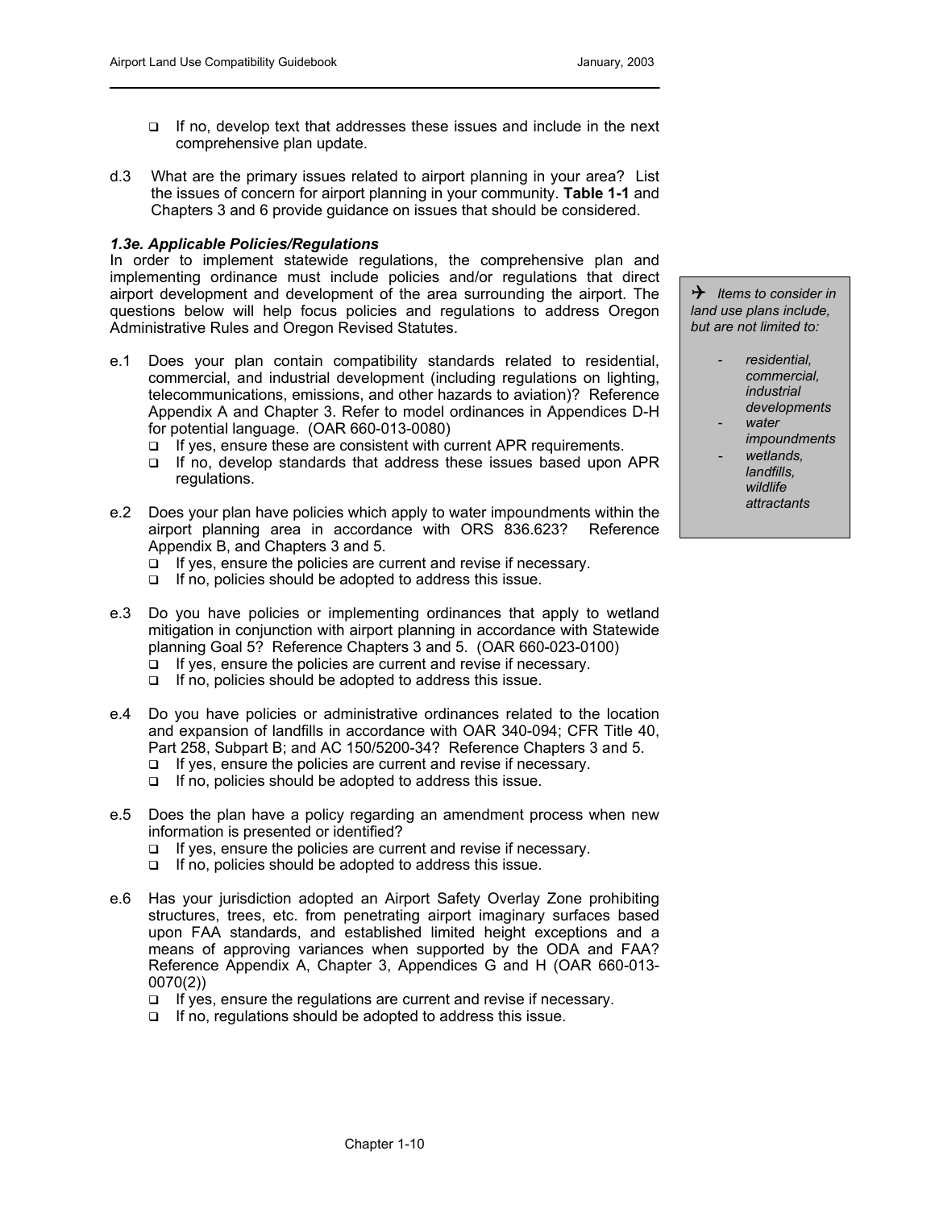- ❑ If no, develop text that addresses these issues and include in the next comprehensive plan update.

d.3 What are the primary issues related to airport planning in your area? List the issues of concern for airport planning in your community. **Table 1-1** and Chapters 3 and 6 provide guidance on issues that should be considered.

### *1.3e. Applicable Policies/Regulations*

In order to implement statewide regulations, the comprehensive plan and implementing ordinance must include policies and/or regulations that direct airport development and development of the area surrounding the airport. The questions below will help focus policies and regulations to address Oregon Administrative Rules and Oregon Revised Statutes.

> ✈ *Items to consider in land use plans include, but are not limited to:*
>
> - *residential, commercial, industrial developments*
> - *water impoundments*
> - *wetlands, landfills, wildlife attractants*

e.1 Does your plan contain compatibility standards related to residential, commercial, and industrial development (including regulations on lighting, telecommunications, emissions, and other hazards to aviation)? Reference Appendix A and Chapter 3. Refer to model ordinances in Appendices D-H for potential language. (OAR 660-013-0080)

- ❑ If yes, ensure these are consistent with current APR requirements.
- ❑ If no, develop standards that address these issues based upon APR regulations.

e.2 Does your plan have policies which apply to water impoundments within the airport planning area in accordance with ORS 836.623? Reference Appendix B, and Chapters 3 and 5.

- ❑ If yes, ensure the policies are current and revise if necessary.
- ❑ If no, policies should be adopted to address this issue.

e.3 Do you have policies or implementing ordinances that apply to wetland mitigation in conjunction with airport planning in accordance with Statewide planning Goal 5? Reference Chapters 3 and 5. (OAR 660-023-0100)

- ❑ If yes, ensure the policies are current and revise if necessary.
- ❑ If no, policies should be adopted to address this issue.

e.4 Do you have policies or administrative ordinances related to the location and expansion of landfills in accordance with OAR 340-094; CFR Title 40, Part 258, Subpart B; and AC 150/5200-34? Reference Chapters 3 and 5.

- ❑ If yes, ensure the policies are current and revise if necessary.
- ❑ If no, policies should be adopted to address this issue.

e.5 Does the plan have a policy regarding an amendment process when new information is presented or identified?

- ❑ If yes, ensure the policies are current and revise if necessary.
- ❑ If no, policies should be adopted to address this issue.

e.6 Has your jurisdiction adopted an Airport Safety Overlay Zone prohibiting structures, trees, etc. from penetrating airport imaginary surfaces based upon FAA standards, and established limited height exceptions and a means of approving variances when supported by the ODA and FAA? Reference Appendix A, Chapter 3, Appendices G and H (OAR 660-013-0070(2))

- ❑ If yes, ensure the regulations are current and revise if necessary.
- ❑ If no, regulations should be adopted to address this issue.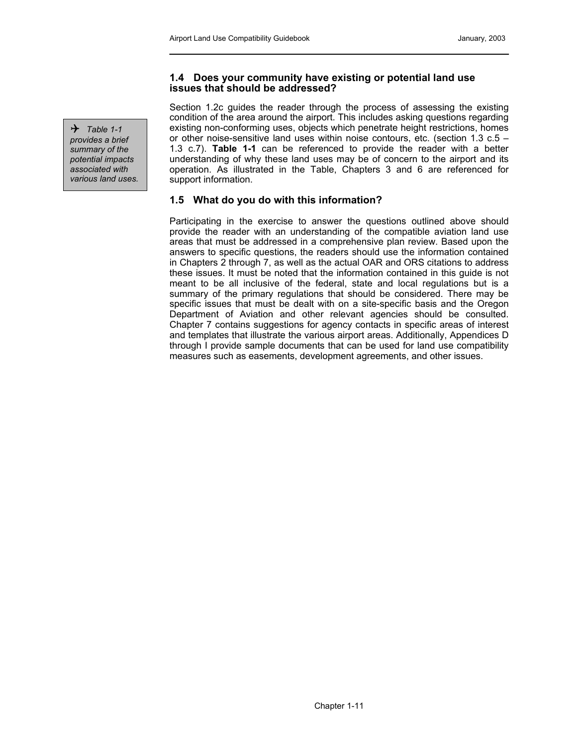### 1.4 Does your community have existing or potential land use issues that should be addressed?

> ✈ *Table 1-1 provides a brief summary of the potential impacts associated with various land uses.*

Section 1.2c guides the reader through the process of assessing the existing condition of the area around the airport. This includes asking questions regarding existing non-conforming uses, objects which penetrate height restrictions, homes or other noise-sensitive land uses within noise contours, etc. (section 1.3 c.5 – 1.3 c.7). **Table 1-1** can be referenced to provide the reader with a better understanding of why these land uses may be of concern to the airport and its operation. As illustrated in the Table, Chapters 3 and 6 are referenced for support information.

### 1.5 What do you do with this information?

Participating in the exercise to answer the questions outlined above should provide the reader with an understanding of the compatible aviation land use areas that must be addressed in a comprehensive plan review. Based upon the answers to specific questions, the readers should use the information contained in Chapters 2 through 7, as well as the actual OAR and ORS citations to address these issues. It must be noted that the information contained in this guide is not meant to be all inclusive of the federal, state and local regulations but is a summary of the primary regulations that should be considered. There may be specific issues that must be dealt with on a site-specific basis and the Oregon Department of Aviation and other relevant agencies should be consulted. Chapter 7 contains suggestions for agency contacts in specific areas of interest and templates that illustrate the various airport areas. Additionally, Appendices D through I provide sample documents that can be used for land use compatibility measures such as easements, development agreements, and other issues.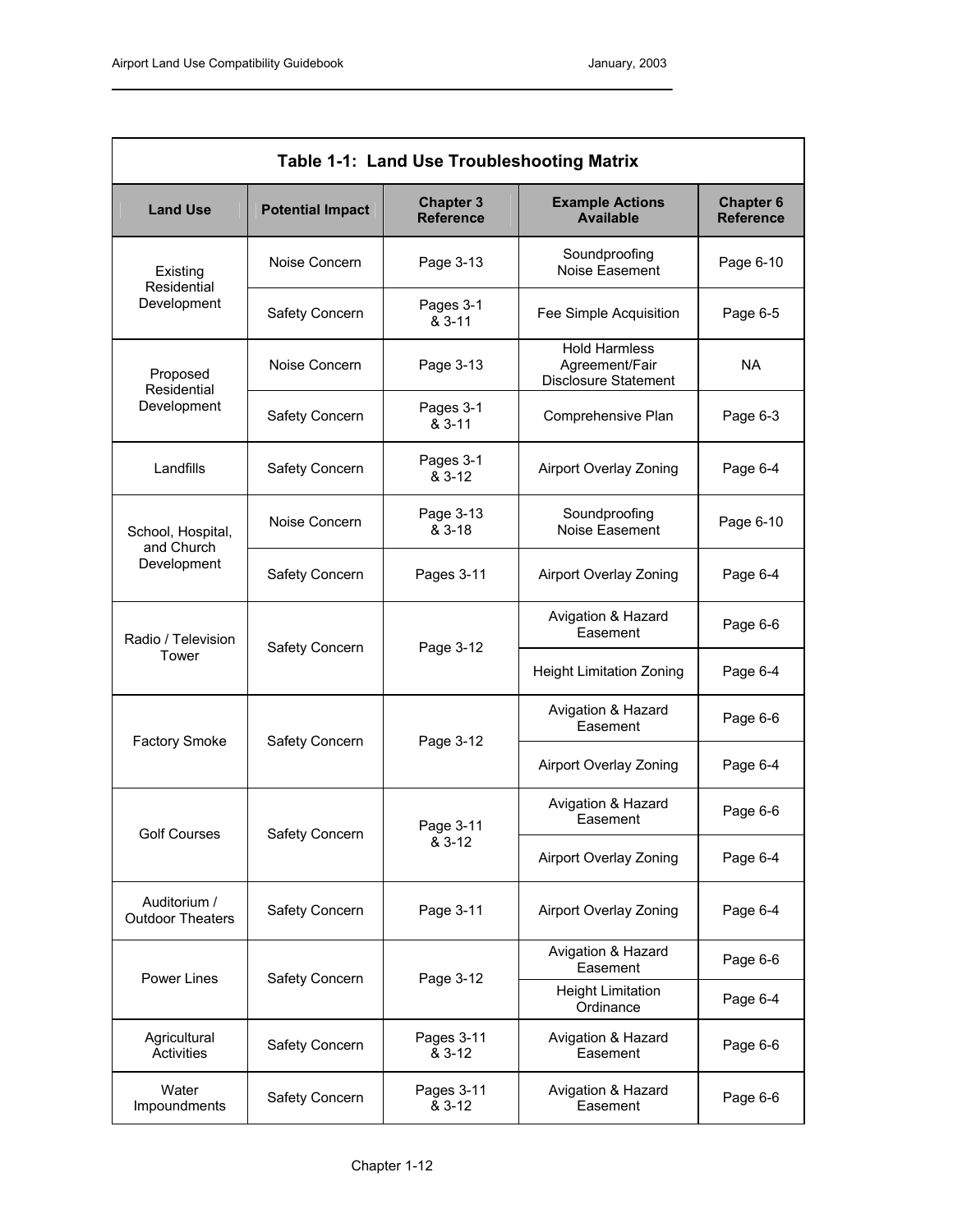**Table 1-1: Land Use Troubleshooting Matrix**

| Land Use | Potential Impact | Chapter 3 Reference | Example Actions Available | Chapter 6 Reference |
|---|---|---|---|---|
| Existing Residential Development | Noise Concern | Page 3-13 | Soundproofing Noise Easement | Page 6-10 |
| | Safety Concern | Pages 3-1 & 3-11 | Fee Simple Acquisition | Page 6-5 |
| Proposed Residential Development | Noise Concern | Page 3-13 | Hold Harmless Agreement/Fair Disclosure Statement | NA |
| | Safety Concern | Pages 3-1 & 3-11 | Comprehensive Plan | Page 6-3 |
| Landfills | Safety Concern | Pages 3-1 & 3-12 | Airport Overlay Zoning | Page 6-4 |
| School, Hospital, and Church Development | Noise Concern | Page 3-13 & 3-18 | Soundproofing Noise Easement | Page 6-10 |
| | Safety Concern | Pages 3-11 | Airport Overlay Zoning | Page 6-4 |
| Radio / Television Tower | Safety Concern | Page 3-12 | Avigation & Hazard Easement | Page 6-6 |
| | | | Height Limitation Zoning | Page 6-4 |
| Factory Smoke | Safety Concern | Page 3-12 | Avigation & Hazard Easement | Page 6-6 |
| | | | Airport Overlay Zoning | Page 6-4 |
| Golf Courses | Safety Concern | Page 3-11 & 3-12 | Avigation & Hazard Easement | Page 6-6 |
| | | | Airport Overlay Zoning | Page 6-4 |
| Auditorium / Outdoor Theaters | Safety Concern | Page 3-11 | Airport Overlay Zoning | Page 6-4 |
| Power Lines | Safety Concern | Page 3-12 | Avigation & Hazard Easement | Page 6-6 |
| | | | Height Limitation Ordinance | Page 6-4 |
| Agricultural Activities | Safety Concern | Pages 3-11 & 3-12 | Avigation & Hazard Easement | Page 6-6 |
| Water Impoundments | Safety Concern | Pages 3-11 & 3-12 | Avigation & Hazard Easement | Page 6-6 |